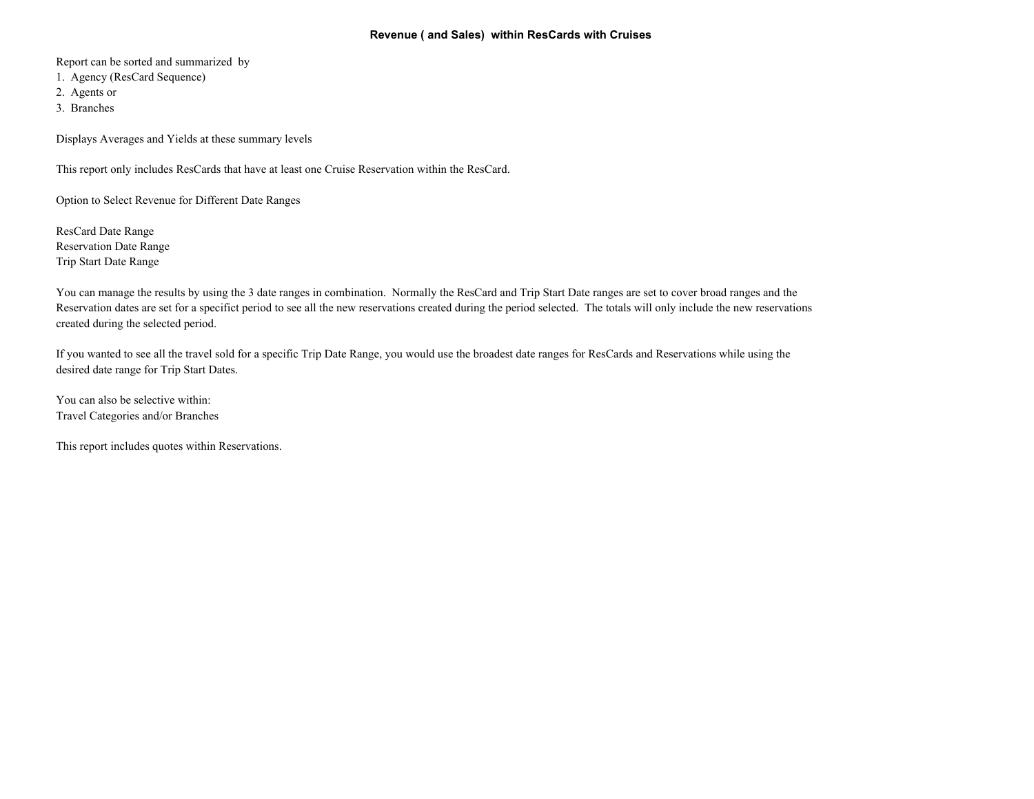# Revenue ( and Sales) within ResCards with Cruises

Report can be sorted and summarized by

1. Agency (ResCard Sequence)
2. Agents or
3. Branches

Displays Averages and Yields at these summary levels

This report only includes ResCards that have at least one Cruise Reservation within the ResCard.

Option to Select Revenue for Different Date Ranges

ResCard Date Range
Reservation Date Range
Trip Start Date Range

You can manage the results by using the 3 date ranges in combination. Normally the ResCard and Trip Start Date ranges are set to cover broad ranges and the Reservation dates are set for a specficit period to see all the new reservations created during the period selected. The totals will only include the new reservations created during the selected period.

If you wanted to see all the travel sold for a specific Trip Date Range, you would use the broadest date ranges for ResCards and Reservations while using the desired date range for Trip Start Dates.

You can also be selective within:
Travel Categories and/or Branches

This report includes quotes within Reservations.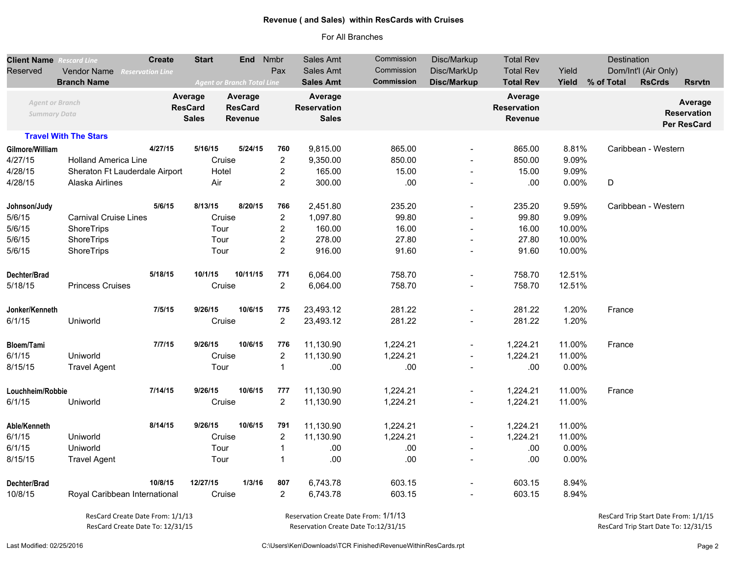# Revenue ( and Sales) within ResCards with Cruises

For All Branches

| Client Name *Rescard Line* / Reserved / Branch Name | Vendor Name *Reservation Line* | Create | Start | End | Nmbr Pax | Sales Amt | Commission | Disc/Markup | Total Rev | Yield | % of Total | Destination / Dom/Int'l (Air Only) | RsCrds | Rsrvtn |
|---|---|---|---|---|---|---|---|---|---|---|---|---|---|---|
| *Agent or Branch Summary Data* | | Average ResCard Sales | Average ResCard Revenue | | | Average Reservation Sales | | | Average Reservation Revenue | | | | | Average Reservation Per ResCard |
| **Travel With The Stars** | | | | | | | | | | | | | | |
| **Gilmore/William** | | **4/27/15** | **5/16/15** | **5/24/15** | **760** | 9,815.00 | 865.00 | - | 865.00 | 8.81% | | Caribbean - Western | | |
| 4/27/15 | Holland America Line | | Cruise | | 2 | 9,350.00 | 850.00 | - | 850.00 | 9.09% | | | | |
| 4/28/15 | Sheraton Ft Lauderdale Airport | | Hotel | | 2 | 165.00 | 15.00 | - | 15.00 | 9.09% | | | | |
| 4/28/15 | Alaska Airlines | | Air | | 2 | 300.00 | .00 | - | .00 | 0.00% | | D | | |
| **Johnson/Judy** | | **5/6/15** | **8/13/15** | **8/20/15** | **766** | 2,451.80 | 235.20 | - | 235.20 | 9.59% | | Caribbean - Western | | |
| 5/6/15 | Carnival Cruise Lines | | Cruise | | 2 | 1,097.80 | 99.80 | - | 99.80 | 9.09% | | | | |
| 5/6/15 | ShoreTrips | | Tour | | 2 | 160.00 | 16.00 | - | 16.00 | 10.00% | | | | |
| 5/6/15 | ShoreTrips | | Tour | | 2 | 278.00 | 27.80 | - | 27.80 | 10.00% | | | | |
| 5/6/15 | ShoreTrips | | Tour | | 2 | 916.00 | 91.60 | - | 91.60 | 10.00% | | | | |
| **Dechter/Brad** | | **5/18/15** | **10/1/15** | **10/11/15** | **771** | 6,064.00 | 758.70 | - | 758.70 | 12.51% | | | | |
| 5/18/15 | Princess Cruises | | Cruise | | 2 | 6,064.00 | 758.70 | - | 758.70 | 12.51% | | | | |
| **Jonker/Kenneth** | | **7/5/15** | **9/26/15** | **10/6/15** | **775** | 23,493.12 | 281.22 | - | 281.22 | 1.20% | | France | | |
| 6/1/15 | Uniworld | | Cruise | | 2 | 23,493.12 | 281.22 | - | 281.22 | 1.20% | | | | |
| **Bloem/Tami** | | **7/7/15** | **9/26/15** | **10/6/15** | **776** | 11,130.90 | 1,224.21 | - | 1,224.21 | 11.00% | | France | | |
| 6/1/15 | Uniworld | | Cruise | | 2 | 11,130.90 | 1,224.21 | - | 1,224.21 | 11.00% | | | | |
| 8/15/15 | Travel Agent | | Tour | | 1 | .00 | .00 | - | .00 | 0.00% | | | | |
| **Louchheim/Robbie** | | **7/14/15** | **9/26/15** | **10/6/15** | **777** | 11,130.90 | 1,224.21 | - | 1,224.21 | 11.00% | | France | | |
| 6/1/15 | Uniworld | | Cruise | | 2 | 11,130.90 | 1,224.21 | - | 1,224.21 | 11.00% | | | | |
| **Able/Kenneth** | | **8/14/15** | **9/26/15** | **10/6/15** | **791** | 11,130.90 | 1,224.21 | - | 1,224.21 | 11.00% | | | | |
| 6/1/15 | Uniworld | | Cruise | | 2 | 11,130.90 | 1,224.21 | - | 1,224.21 | 11.00% | | | | |
| 6/1/15 | Uniworld | | Tour | | 1 | .00 | .00 | - | .00 | 0.00% | | | | |
| 8/15/15 | Travel Agent | | Tour | | 1 | .00 | .00 | - | .00 | 0.00% | | | | |
| **Dechter/Brad** | | **10/8/15** | **12/27/15** | **1/3/16** | **807** | 6,743.78 | 603.15 | - | 603.15 | 8.94% | | | | |
| 10/8/15 | Royal Caribbean International | | Cruise | | 2 | 6,743.78 | 603.15 | - | 603.15 | 8.94% | | | | |

ResCard Create Date From: 1/1/13
ResCard Create Date To: 12/31/15

Reservation Create Date From: 1/1/13
Reservation Create Date To:12/31/15

ResCard Trip Start Date From: 1/1/15
ResCard Trip Start Date To: 12/31/15

Last Modified: 02/25/2016

C:\Users\Ken\Downloads\TCR Finished\RevenueWithinResCards.rpt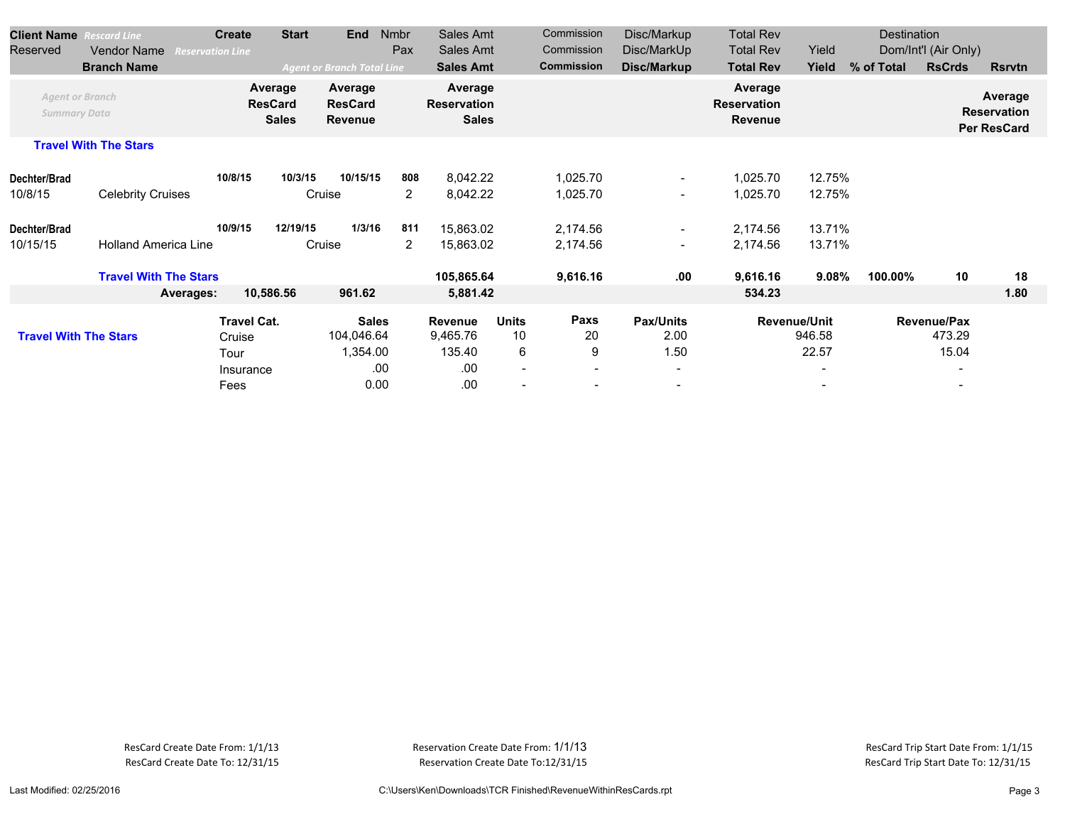| Client Name *Rescard Line* | | Create | Start | End | Nmbr | Sales Amt | Commission | Disc/Markup | Total Rev | | Destination | | |
|---|---|---|---|---|---|---|---|---|---|---|---|---|---|
| Reserved | Vendor Name *Reservation Line* | | | | Pax | Sales Amt | Commission | Disc/MarkUp | Total Rev | Yield | Dom/Int'l (Air Only) | | |
| | **Branch Name** | | | *Agent or Branch Total Line* | | **Sales Amt** | **Commission** | **Disc/Markup** | **Total Rev** | **Yield** | **% of Total** | **RsCrds** | **Rsrvtn** |
| *Agent or Branch Summary Data* | | **Average ResCard Sales** | **Average ResCard Revenue** | | | **Average Reservation Sales** | | | **Average Reservation Revenue** | | | | **Average Reservation Per ResCard** |

**Travel With The Stars**

| Client Name | Vendor Name | Create | Start | End | Nmbr Pax | Sales Amt | Commission | Disc/Markup | Total Rev | Yield | % of Total | RsCrds | Rsrvtn |
|---|---|---|---|---|---|---|---|---|---|---|---|---|---|
| **Dechter/Brad** | | **10/8/15** | **10/3/15** | **10/15/15** | **808** | 8,042.22 | 1,025.70 | - | 1,025.70 | 12.75% | | | |
| 10/8/15 | Celebrity Cruises | | Cruise | | 2 | 8,042.22 | 1,025.70 | - | 1,025.70 | 12.75% | | | |
| **Dechter/Brad** | | **10/9/15** | **12/19/15** | **1/3/16** | **811** | 15,863.02 | 2,174.56 | - | 2,174.56 | 13.71% | | | |
| 10/15/15 | Holland America Line | | Cruise | | 2 | 15,863.02 | 2,174.56 | - | 2,174.56 | 13.71% | | | |
| | **Travel With The Stars** | | | | | **105,865.64** | **9,616.16** | **.00** | **9,616.16** | **9.08%** | **100.00%** | **10** | **18** |
| | **Averages:** | **10,586.56** | **961.62** | | | **5,881.42** | | | **534.23** | | | | **1.80** |

**Travel With The Stars**

| Travel Cat. | Sales | Revenue | Units | Paxs | Pax/Units | Revenue/Unit | Revenue/Pax |
|---|---|---|---|---|---|---|---|
| Cruise | 104,046.64 | 9,465.76 | 10 | 20 | 2.00 | 946.58 | 473.29 |
| Tour | 1,354.00 | 135.40 | 6 | 9 | 1.50 | 22.57 | 15.04 |
| Insurance | .00 | .00 | - | - | - | - | - |
| Fees | 0.00 | .00 | - | - | - | - | - |

ResCard Create Date From: 1/1/13
ResCard Create Date To: 12/31/15

Reservation Create Date From: 1/1/13
Reservation Create Date To:12/31/15

ResCard Trip Start Date From: 1/1/15
ResCard Trip Start Date To: 12/31/15

Last Modified: 02/25/2016

C:\Users\Ken\Downloads\TCR Finished\RevenueWithinResCards.rpt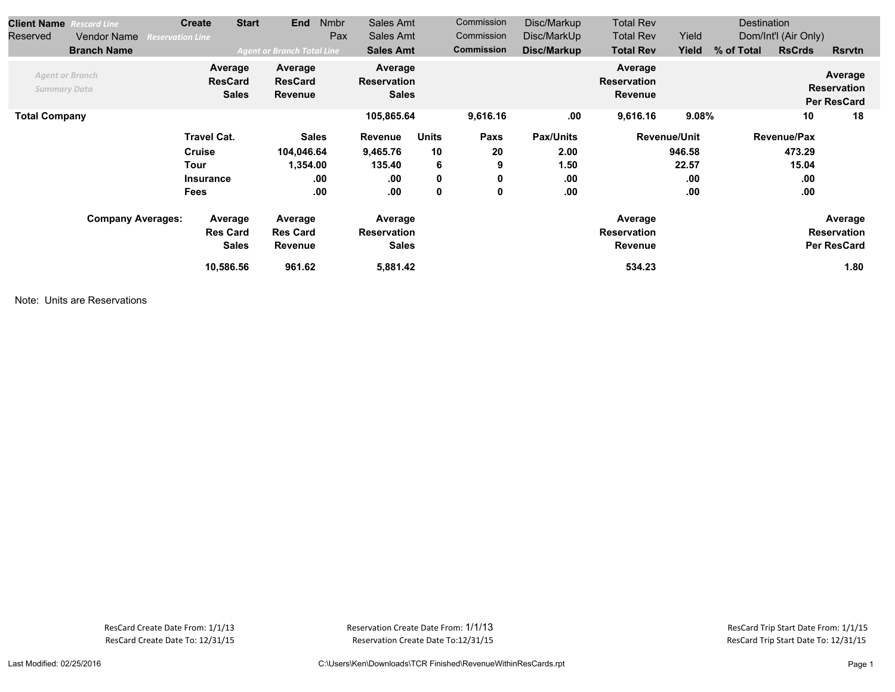| Client Name *Rescard Line* | Create | Start | End | Nmbr | Sales Amt | Commission | Disc/Markup | Total Rev | | Destination | | |
|---|---|---|---|---|---|---|---|---|---|---|---|---|
| Reserved Vendor Name *Reservation Line* | | | | Pax | Sales Amt | Commission | Disc/MarkUp | Total Rev | Yield | Dom/Int'l (Air Only) | | |
| Branch Name | | *Agent or Branch Total Line* | | | Sales Amt | Commission | Disc/Markup | Total Rev | Yield | % of Total | RsCrds | Rsrvtn |
| *Agent or Branch Summary Data* | Average ResCard Sales | Average ResCard Revenue | | | Average Reservation Sales | | | Average Reservation Revenue | | | | Average Reservation Per ResCard |
| **Total Company** | | | | | 105,865.64 | 9,616.16 | .00 | 9,616.16 | 9.08% | | 10 | 18 |

| | Travel Cat. | Sales | Revenue | Units | Paxs | Pax/Units | Revenue/Unit | Revenue/Pax |
|---|---|---|---|---|---|---|---|---|
| | Cruise | 104,046.64 | 9,465.76 | 10 | 20 | 2.00 | 946.58 | 473.29 |
| | Tour | 1,354.00 | 135.40 | 6 | 9 | 1.50 | 22.57 | 15.04 |
| | Insurance | .00 | .00 | 0 | 0 | .00 | .00 | .00 |
| | Fees | .00 | .00 | 0 | 0 | .00 | .00 | .00 |

| Company Averages: | Average Res Card Sales | Average Res Card Revenue | Average Reservation Sales | Average Reservation Revenue | Average Reservation Per ResCard |
|---|---|---|---|---|---|
| | 10,586.56 | 961.62 | 5,881.42 | 534.23 | 1.80 |

Note: Units are Reservations

ResCard Create Date From: 1/1/13
ResCard Create Date To: 12/31/15

Reservation Create Date From: 1/1/13
Reservation Create Date To:12/31/15

ResCard Trip Start Date From: 1/1/15
ResCard Trip Start Date To: 12/31/15